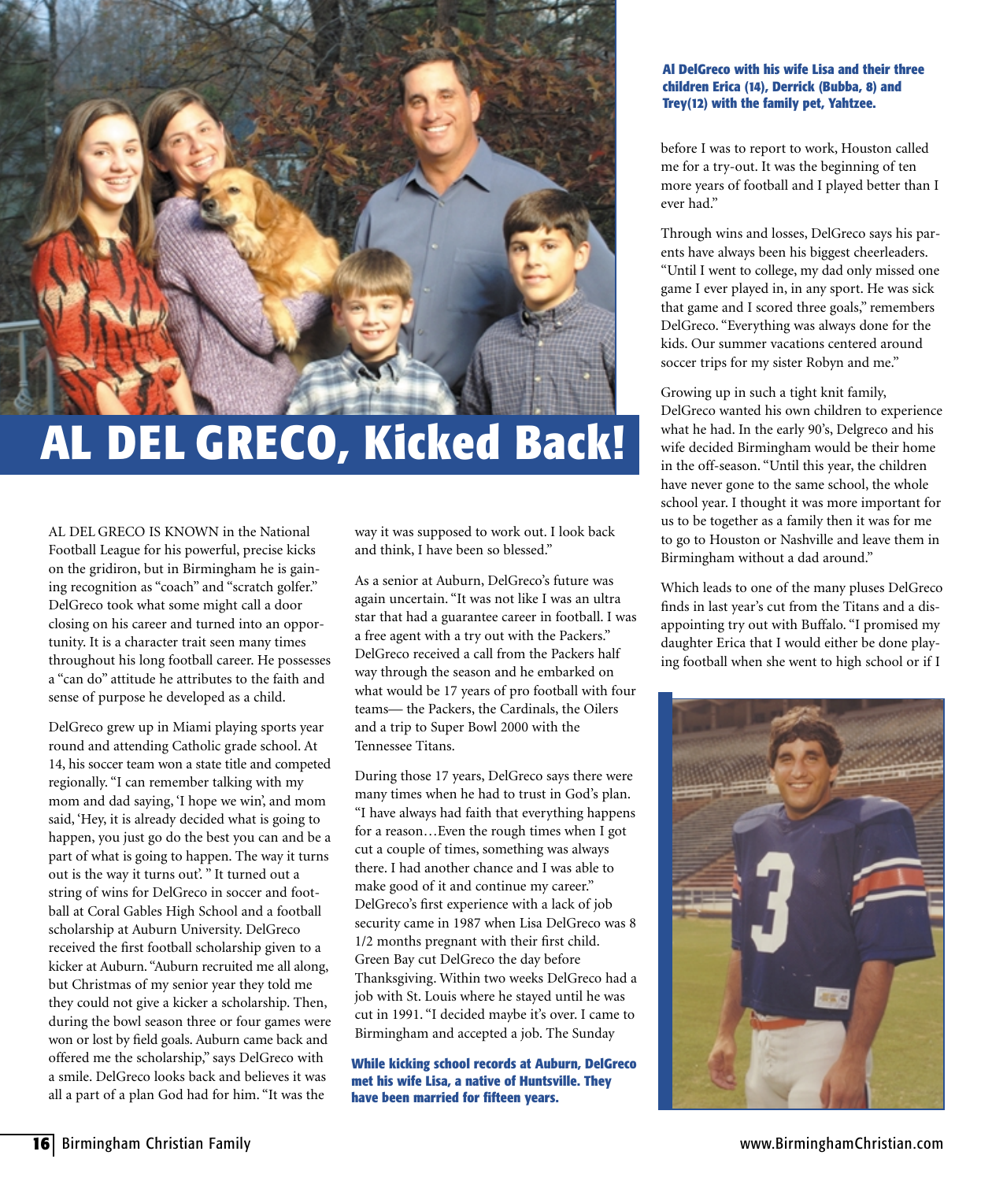# AL DEL GRECO, Kicked Back!

AL DEL GRECO IS KNOWN in the National Football League for his powerful, precise kicks on the gridiron, but in Birmingham he is gaining recognition as "coach" and "scratch golfer." DelGreco took what some might call a door closing on his career and turned into an opportunity. It is a character trait seen many times throughout his long football career. He possesses a "can do" attitude he attributes to the faith and sense of purpose he developed as a child.

DelGreco grew up in Miami playing sports year round and attending Catholic grade school. At 14, his soccer team won a state title and competed regionally. "I can remember talking with my mom and dad saying, 'I hope we win', and mom said, 'Hey, it is already decided what is going to happen, you just go do the best you can and be a part of what is going to happen. The way it turns out is the way it turns out'. " It turned out a string of wins for DelGreco in soccer and football at Coral Gables High School and a football scholarship at Auburn University. DelGreco received the first football scholarship given to a kicker at Auburn. "Auburn recruited me all along, but Christmas of my senior year they told me they could not give a kicker a scholarship. Then, during the bowl season three or four games were won or lost by field goals. Auburn came back and offered me the scholarship," says DelGreco with a smile. DelGreco looks back and believes it was all a part of a plan God had for him. "It was the way it was supposed to work out. I look back and think, I have been so blessed."

As a senior at Auburn, DelGreco's future was again uncertain. "It was not like I was an ultra star that had a guarantee career in football. I was a free agent with a try out with the Packers." DelGreco received a call from the Packers half way through the season and he embarked on what would be 17 years of pro football with four teams— the Packers, the Cardinals, the Oilers and a trip to Super Bowl 2000 with the Tennessee Titans.

During those 17 years, DelGreco says there were many times when he had to trust in God's plan. "I have always had faith that everything happens for a reason…Even the rough times when I got cut a couple of times, something was always there. I had another chance and I was able to make good of it and continue my career." DelGreco's first experience with a lack of job security came in 1987 when Lisa DelGreco was 8 1/2 months pregnant with their first child. Green Bay cut DelGreco the day before Thanksgiving. Within two weeks DelGreco had a job with St. Louis where he stayed until he was cut in 1991. "I decided maybe it's over. I came to Birmingham and accepted a job. The Sunday before I was to report to work, Houston called me for a try-out. It was the beginning of ten more years of football and I played better than I ever had."

**While kicking school records at Auburn, DelGreco met his wife Lisa, a native of Huntsville. They have been married for fifteen years.**

**Al DelGreco with his wife Lisa and their three children Erica (14), Derrick (Bubba, 8) and Trey(12) with the family pet, Yahtzee.**

Through wins and losses, DelGreco says his parents have always been his biggest cheerleaders. "Until I went to college, my dad only missed one game I ever played in, in any sport. He was sick that game and I scored three goals," remembers DelGreco. "Everything was always done for the kids. Our summer vacations centered around soccer trips for my sister Robyn and me."

Growing up in such a tight knit family, DelGreco wanted his own children to experience what he had. In the early 90's, Delgreco and his wife decided Birmingham would be their home in the off-season. "Until this year, the children have never gone to the same school, the whole school year. I thought it was more important for us to be together as a family then it was for me to go to Houston or Nashville and leave them in Birmingham without a dad around."

Which leads to one of the many pluses DelGreco finds in last year's cut from the Titans and a disappointing try out with Buffalo. "I promised my daughter Erica that I would either be done playing football when she went to high school or if I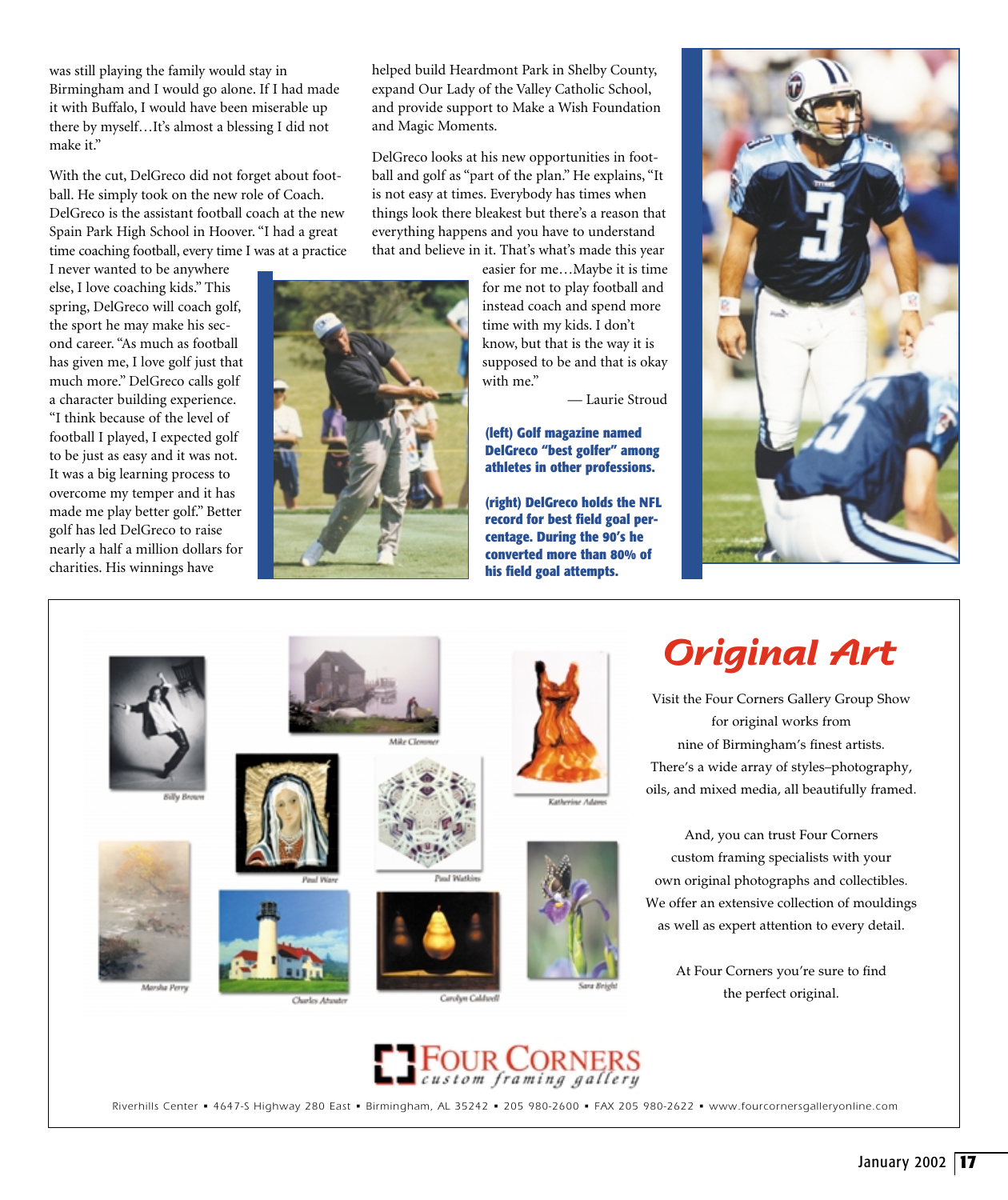was still playing the family would stay in Birmingham and I would go alone. If I had made it with Buffalo, I would have been miserable up there by myself…It's almost a blessing I did not make it."

With the cut, DelGreco did not forget about football. He simply took on the new role of Coach. DelGreco is the assistant football coach at the new Spain Park High School in Hoover. "I had a great time coaching football, every time I was at a practice I never wanted to be anywhere else, I love coaching kids." This spring, DelGreco will coach golf, the sport he may make his second career. "As much as football has given me, I love golf just that much more." DelGreco calls golf a character building experience. "I think because of the level of football I played, I expected golf to be just as easy and it was not. It was a big learning process to overcome my temper and it has made me play better golf." Better golf has led DelGreco to raise nearly a half a million dollars for charities. His winnings have helped build Heardmont Park in Shelby County, expand Our Lady of the Valley Catholic School, and provide support to Make a Wish Foundation and Magic Moments.

DelGreco looks at his new opportunities in football and golf as "part of the plan." He explains, "It is not easy at times. Everybody has times when things look there bleakest but there's a reason that everything happens and you have to understand that and believe in it. That's what's made this year easier for me…Maybe it is time for me not to play football and instead coach and spend more time with my kids. I don't know, but that is the way it is supposed to be and that is okay with me."

— Laurie Stroud

**(left) Golf magazine named DelGreco "best golfer" among athletes in other professions.**

**(right) DelGreco holds the NFL record for best field goal percentage. During the 90's he converted more than 80% of his field goal attempts.**

# *Original Art*

Billy Brown

Mike Clemmer

Katherine Adams

Paul Ware

Paul Watkins

Marsha Perry

Charles Atwater

Carolyn Caldwell

Sara Bright

Visit the Four Corners Gallery Group Show for original works from nine of Birmingham's finest artists. There's a wide array of styles–photography, oils, and mixed media, all beautifully framed.

And, you can trust Four Corners custom framing specialists with your own original photographs and collectibles. We offer an extensive collection of mouldings as well as expert attention to every detail.

At Four Corners you're sure to find the perfect original.

FOUR CORNERS *custom framing gallery*

Riverhills Center ▪ 4647-S Highway 280 East ▪ Birmingham, AL 35242 ▪ 205 980-2600 ▪ FAX 205 980-2622 ▪ www.fourcornersgalleryonline.com